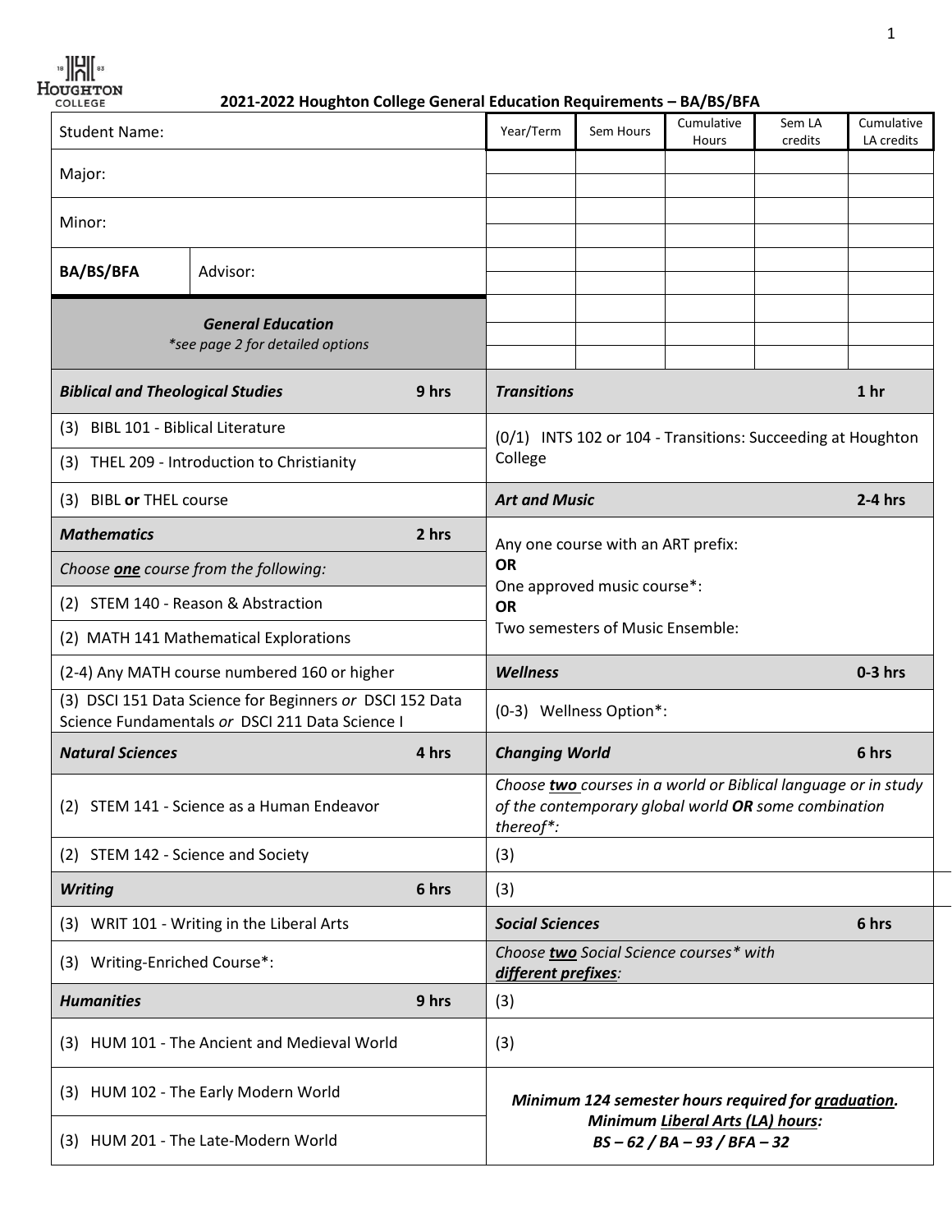# 2021-2022 Houghton College General Education Requirements – BA/BS/BFA

| Student Name: | |
|---|---|
| Major: | |
| Minor: | |
| **BA/BS/BFA** | Advisor: |

| Year/Term | Sem Hours | Cumulative Hours | Sem LA credits | Cumulative LA credits |
|---|---|---|---|---|
| | | | | |
| | | | | |
| | | | | |
| | | | | |
| | | | | |
| | | | | |
| | | | | |
| | | | | |
| | | | | |

***General Education***
*\*see page 2 for detailed options*

| ***Biblical and Theological Studies*** | **9 hrs** |
|---|---|
| (3) BIBL 101 - Biblical Literature | |
| (3) THEL 209 - Introduction to Christianity | |
| (3) BIBL **or** THEL course | |
| ***Mathematics*** | **2 hrs** |
| *Choose **one** course from the following:* | |
| (2) STEM 140 - Reason & Abstraction | |
| (2) MATH 141 Mathematical Explorations | |
| (2-4) Any MATH course numbered 160 or higher | |
| (3) DSCI 151 Data Science for Beginners *or* DSCI 152 Data Science Fundamentals *or* DSCI 211 Data Science I | |
| ***Natural Sciences*** | **4 hrs** |
| (2) STEM 141 - Science as a Human Endeavor | |
| (2) STEM 142 - Science and Society | |
| ***Writing*** | **6 hrs** |
| (3) WRIT 101 - Writing in the Liberal Arts | |
| (3) Writing-Enriched Course*: | |
| ***Humanities*** | **9 hrs** |
| (3) HUM 101 - The Ancient and Medieval World | |
| (3) HUM 102 - The Early Modern World | |
| (3) HUM 201 - The Late-Modern World | |

| ***Transitions*** | **1 hr** |
|---|---|
| (0/1) INTS 102 or 104 - Transitions: Succeeding at Houghton College | |
| ***Art and Music*** | **2-4 hrs** |
| Any one course with an ART prefix:<br>**OR**<br>One approved music course*:<br>**OR**<br>Two semesters of Music Ensemble: | |
| ***Wellness*** | **0-3 hrs** |
| (0-3) Wellness Option*: | |
| ***Changing World*** | **6 hrs** |
| *Choose **two** courses in a world or Biblical language or in study of the contemporary global world **OR** some combination thereof*:* | |
| (3) | |
| (3) | |
| ***Social Sciences*** | **6 hrs** |
| *Choose **two** Social Science courses* with **different prefixes**:* | |
| (3) | |
| (3) | |

***Minimum 124 semester hours required for graduation.***
***Minimum Liberal Arts (LA) hours:***
***BS – 62 / BA – 93 / BFA – 32***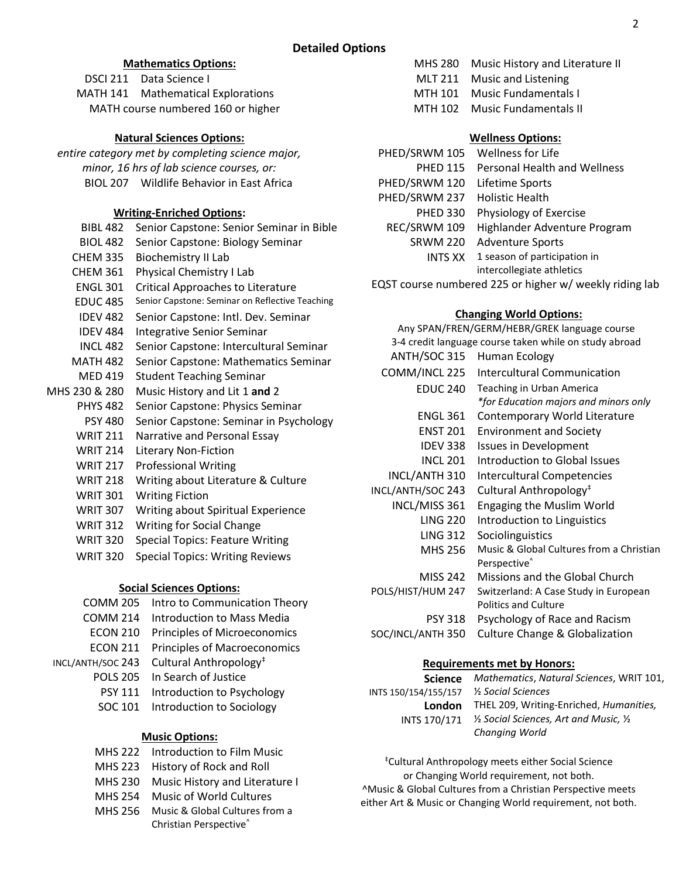## Detailed Options

### Mathematics Options:

- DSCI 211 Data Science I
- MATH 141 Mathematical Explorations
- MATH course numbered 160 or higher

### Natural Sciences Options:

*entire category met by completing science major, minor, 16 hrs of lab science courses, or:*

- BIOL 207 Wildlife Behavior in East Africa

### Writing-Enriched Options:

- BIBL 482 Senior Capstone: Senior Seminar in Bible
- BIOL 482 Senior Capstone: Biology Seminar
- CHEM 335 Biochemistry II Lab
- CHEM 361 Physical Chemistry I Lab
- ENGL 301 Critical Approaches to Literature
- EDUC 485 Senior Capstone: Seminar on Reflective Teaching
- IDEV 482 Senior Capstone: Intl. Dev. Seminar
- IDEV 484 Integrative Senior Seminar
- INCL 482 Senior Capstone: Intercultural Seminar
- MATH 482 Senior Capstone: Mathematics Seminar
- MED 419 Student Teaching Seminar
- MHS 230 & 280 Music History and Lit 1 **and** 2
- PHYS 482 Senior Capstone: Physics Seminar
- PSY 480 Senior Capstone: Seminar in Psychology
- WRIT 211 Narrative and Personal Essay
- WRIT 214 Literary Non-Fiction
- WRIT 217 Professional Writing
- WRIT 218 Writing about Literature & Culture
- WRIT 301 Writing Fiction
- WRIT 307 Writing about Spiritual Experience
- WRIT 312 Writing for Social Change
- WRIT 320 Special Topics: Feature Writing
- WRIT 320 Special Topics: Writing Reviews

### Social Sciences Options:

- COMM 205 Intro to Communication Theory
- COMM 214 Introduction to Mass Media
- ECON 210 Principles of Microeconomics
- ECON 211 Principles of Macroeconomics
- INCL/ANTH/SOC 243 Cultural Anthropology‡
- POLS 205 In Search of Justice
- PSY 111 Introduction to Psychology
- SOC 101 Introduction to Sociology

### Music Options:

- MHS 222 Introduction to Film Music
- MHS 223 History of Rock and Roll
- MHS 230 Music History and Literature I
- MHS 254 Music of World Cultures
- MHS 256 Music & Global Cultures from a Christian Perspective^
- MHS 280 Music History and Literature II
- MLT 211 Music and Listening
- MTH 101 Music Fundamentals I
- MTH 102 Music Fundamentals II

### Wellness Options:

- PHED/SRWM 105 Wellness for Life
- PHED 115 Personal Health and Wellness
- PHED/SRWM 120 Lifetime Sports
- PHED/SRWM 237 Holistic Health
- PHED 330 Physiology of Exercise
- REC/SRWM 109 Highlander Adventure Program
- SRWM 220 Adventure Sports
- INTS XX 1 season of participation in intercollegiate athletics
- EQST course numbered 225 or higher w/ weekly riding lab

### Changing World Options:

- Any SPAN/FREN/GERM/HEBR/GREK language course
- 3-4 credit language course taken while on study abroad
- ANTH/SOC 315 Human Ecology
- COMM/INCL 225 Intercultural Communication
- EDUC 240 Teaching in Urban America *\*for Education majors and minors only*
- ENGL 361 Contemporary World Literature
- ENST 201 Environment and Society
- IDEV 338 Issues in Development
- INCL 201 Introduction to Global Issues
- INCL/ANTH 310 Intercultural Competencies
- INCL/ANTH/SOC 243 Cultural Anthropology‡
- INCL/MISS 361 Engaging the Muslim World
- LING 220 Introduction to Linguistics
- LING 312 Sociolinguistics
- MHS 256 Music & Global Cultures from a Christian Perspective^
- MISS 242 Missions and the Global Church
- POLS/HIST/HUM 247 Switzerland: A Case Study in European Politics and Culture
- PSY 318 Psychology of Race and Racism
- SOC/INCL/ANTH 350 Culture Change & Globalization

### Requirements met by Honors:

- **Science** INTS 150/154/155/157: *Mathematics*, *Natural Sciences*, WRIT 101, *½ Social Sciences*
- **London** INTS 170/171: THEL 209, Writing-Enriched, *Humanities, ½ Social Sciences, Art and Music, ½ Changing World*

‡Cultural Anthropology meets either Social Science or Changing World requirement, not both.

^Music & Global Cultures from a Christian Perspective meets either Art & Music or Changing World requirement, not both.